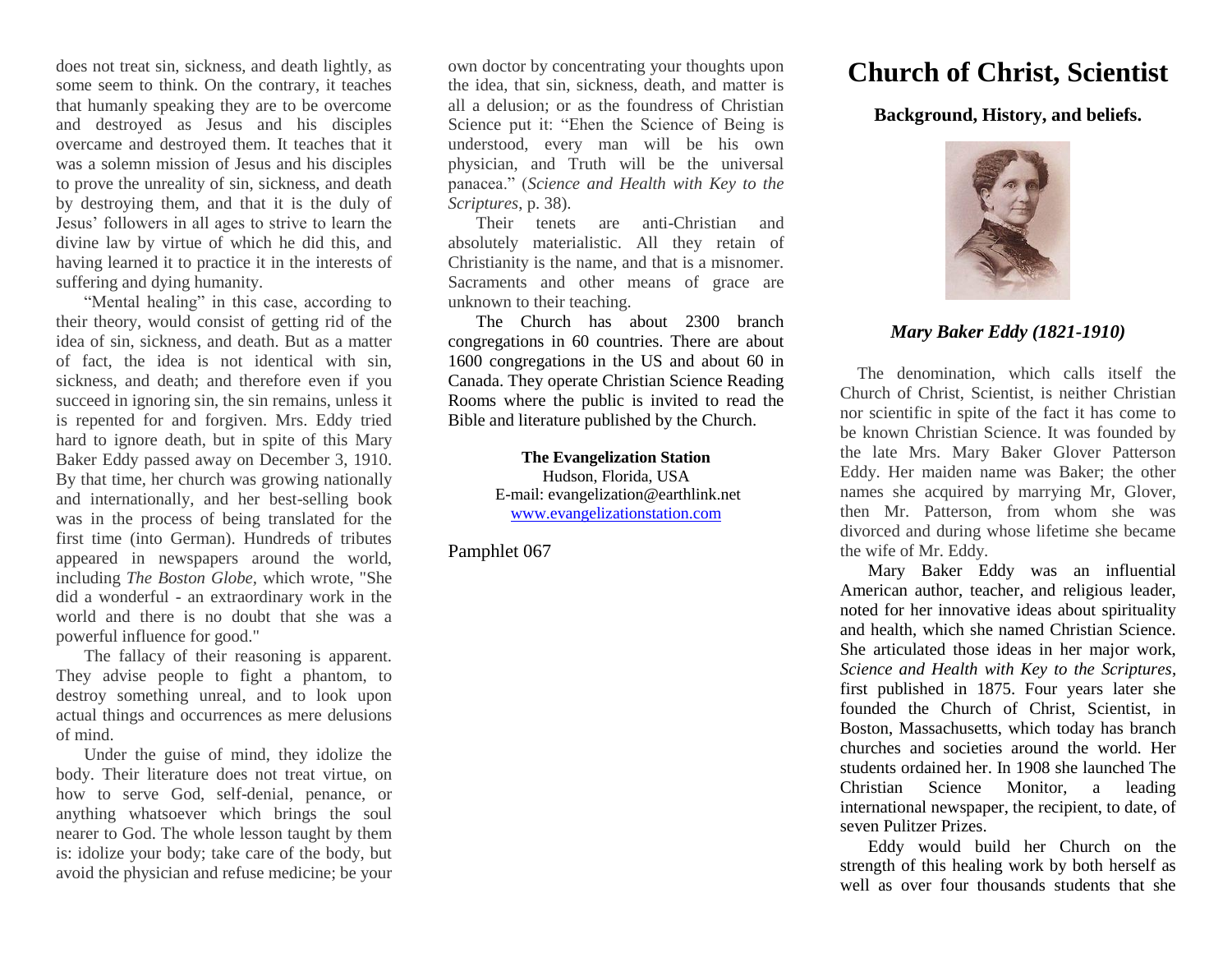does not treat sin, sickness, and death lightly, as some seem to think. On the contrary, it teaches that humanly speaking they are to be overcome and destroyed as Jesus and his disciples overcame and destroyed them. It teaches that it was a solemn mission of Jesus and his disciples to prove the unreality of sin, sickness, and death by destroying them, and that it is the duly of Jesus' followers in all ages to strive to learn the divine law by virtue of which he did this, and having learned it to practice it in the interests of suffering and dying humanity.

"Mental healing" in this case, according to their theory, would consist of getting rid of the idea of sin, sickness, and death. But as a matter of fact, the idea is not identical with sin, sickness, and death; and therefore even if you succeed in ignoring sin, the sin remains, unless it is repented for and forgiven. Mrs. Eddy tried hard to ignore death, but in spite of this Mary Baker Eddy passed away on December 3, 1910. By that time, her church was growing nationally and internationally, and her best-selling book was in the process of being translated for the first time (into German). Hundreds of tributes appeared in newspapers around the world, including *The Boston Globe*, which wrote, "She did a wonderful - an extraordinary work in the world and there is no doubt that she was a powerful influence for good."

The fallacy of their reasoning is apparent. They advise people to fight a phantom, to destroy something unreal, and to look upon actual things and occurrences as mere delusions of mind.

Under the guise of mind, they idolize the body. Their literature does not treat virtue, on how to serve God, self-denial, penance, or anything whatsoever which brings the soul nearer to God. The whole lesson taught by them is: idolize your body; take care of the body, but avoid the physician and refuse medicine; be your own doctor by concentrating your thoughts upon the idea, that sin, sickness, death, and matter is all a delusion; or as the foundress of Christian Science put it: "Ehen the Science of Being is understood, every man will be his own physician, and Truth will be the universal panacea." (*Science and Health with Key to the Scriptures*, p. 38).

Their tenets are anti-Christian and absolutely materialistic. All they retain of Christianity is the name, and that is a misnomer. Sacraments and other means of grace are unknown to their teaching.

The Church has about 2300 branch congregations in 60 countries. There are about 1600 congregations in the US and about 60 in Canada. They operate Christian Science Reading Rooms where the public is invited to read the Bible and literature published by the Church.

**The Evangelization Station**
Hudson, Florida, USA
E-mail: evangelization@earthlink.net
www.evangelizationstation.com

Pamphlet 067

# Church of Christ, Scientist

### Background, History, and beliefs.

***Mary Baker Eddy (1821-1910)***

The denomination, which calls itself the Church of Christ, Scientist, is neither Christian nor scientific in spite of the fact it has come to be known Christian Science. It was founded by the late Mrs. Mary Baker Glover Patterson Eddy. Her maiden name was Baker; the other names she acquired by marrying Mr, Glover, then Mr. Patterson, from whom she was divorced and during whose lifetime she became the wife of Mr. Eddy.

Mary Baker Eddy was an influential American author, teacher, and religious leader, noted for her innovative ideas about spirituality and health, which she named Christian Science. She articulated those ideas in her major work, *Science and Health with Key to the Scriptures*, first published in 1875. Four years later she founded the Church of Christ, Scientist, in Boston, Massachusetts, which today has branch churches and societies around the world. Her students ordained her. In 1908 she launched The Christian Science Monitor, a leading international newspaper, the recipient, to date, of seven Pulitzer Prizes.

Eddy would build her Church on the strength of this healing work by both herself as well as over four thousands students that she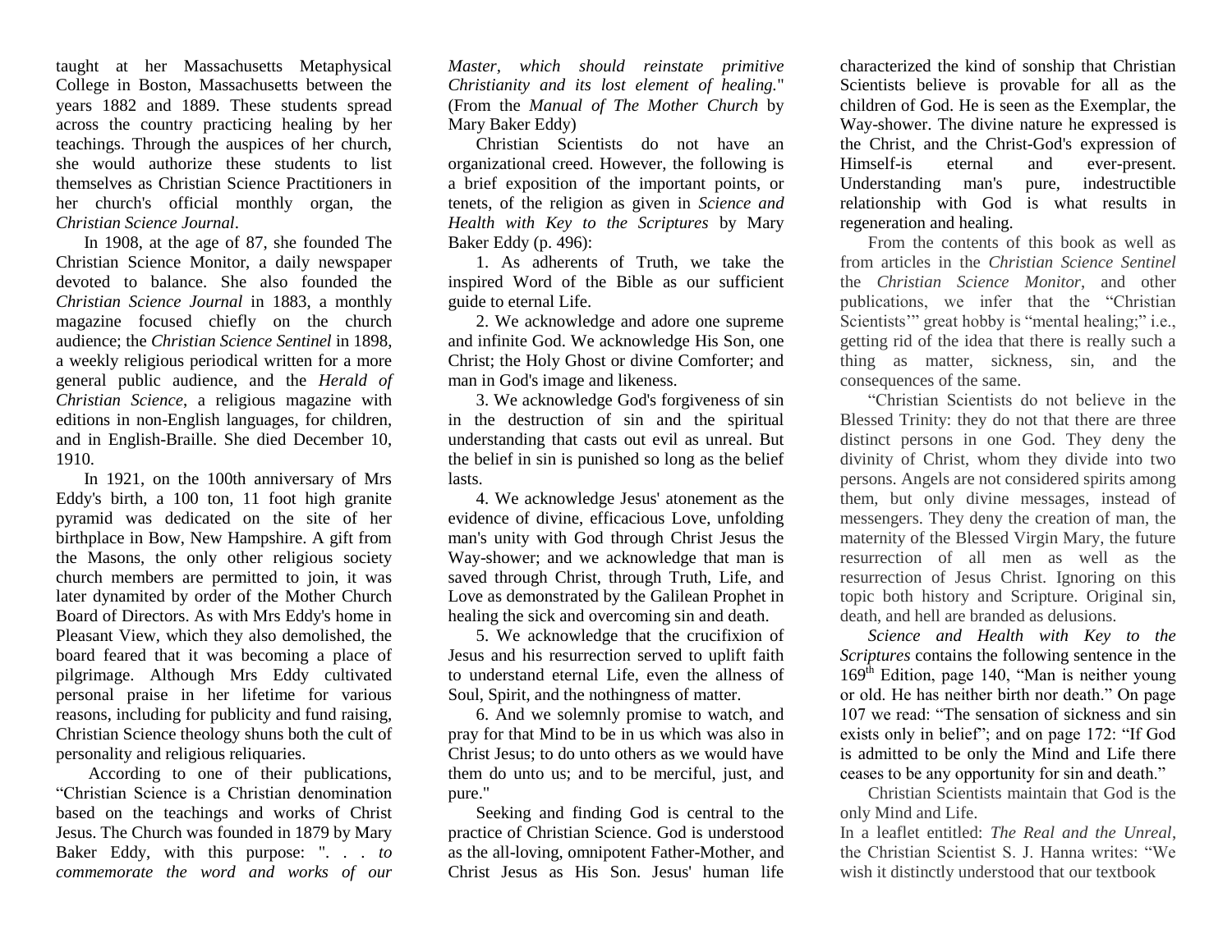taught at her Massachusetts Metaphysical College in Boston, Massachusetts between the years 1882 and 1889. These students spread across the country practicing healing by her teachings. Through the auspices of her church, she would authorize these students to list themselves as Christian Science Practitioners in her church's official monthly organ, the *Christian Science Journal*.

In 1908, at the age of 87, she founded The Christian Science Monitor, a daily newspaper devoted to balance. She also founded the *Christian Science Journal* in 1883, a monthly magazine focused chiefly on the church audience; the *Christian Science Sentinel* in 1898, a weekly religious periodical written for a more general public audience, and the *Herald of Christian Science*, a religious magazine with editions in non-English languages, for children, and in English-Braille. She died December 10, 1910.

In 1921, on the 100th anniversary of Mrs Eddy's birth, a 100 ton, 11 foot high granite pyramid was dedicated on the site of her birthplace in Bow, New Hampshire. A gift from the Masons, the only other religious society church members are permitted to join, it was later dynamited by order of the Mother Church Board of Directors. As with Mrs Eddy's home in Pleasant View, which they also demolished, the board feared that it was becoming a place of pilgrimage. Although Mrs Eddy cultivated personal praise in her lifetime for various reasons, including for publicity and fund raising, Christian Science theology shuns both the cult of personality and religious reliquaries.

According to one of their publications, "Christian Science is a Christian denomination based on the teachings and works of Christ Jesus. The Church was founded in 1879 by Mary Baker Eddy, with this purpose: ". . . *to commemorate the word and works of our Master, which should reinstate primitive Christianity and its lost element of healing.*" (From the *Manual of The Mother Church* by Mary Baker Eddy)

Christian Scientists do not have an organizational creed. However, the following is a brief exposition of the important points, or tenets, of the religion as given in *Science and Health with Key to the Scriptures* by Mary Baker Eddy (p. 496):

1. As adherents of Truth, we take the inspired Word of the Bible as our sufficient guide to eternal Life.

2. We acknowledge and adore one supreme and infinite God. We acknowledge His Son, one Christ; the Holy Ghost or divine Comforter; and man in God's image and likeness.

3. We acknowledge God's forgiveness of sin in the destruction of sin and the spiritual understanding that casts out evil as unreal. But the belief in sin is punished so long as the belief lasts.

4. We acknowledge Jesus' atonement as the evidence of divine, efficacious Love, unfolding man's unity with God through Christ Jesus the Way-shower; and we acknowledge that man is saved through Christ, through Truth, Life, and Love as demonstrated by the Galilean Prophet in healing the sick and overcoming sin and death.

5. We acknowledge that the crucifixion of Jesus and his resurrection served to uplift faith to understand eternal Life, even the allness of Soul, Spirit, and the nothingness of matter.

6. And we solemnly promise to watch, and pray for that Mind to be in us which was also in Christ Jesus; to do unto others as we would have them do unto us; and to be merciful, just, and pure."

Seeking and finding God is central to the practice of Christian Science. God is understood as the all-loving, omnipotent Father-Mother, and Christ Jesus as His Son. Jesus' human life characterized the kind of sonship that Christian Scientists believe is provable for all as the children of God. He is seen as the Exemplar, the Way-shower. The divine nature he expressed is the Christ, and the Christ-God's expression of Himself-is eternal and ever-present. Understanding man's pure, indestructible relationship with God is what results in regeneration and healing.

From the contents of this book as well as from articles in the *Christian Science Sentinel* the *Christian Science Monitor*, and other publications, we infer that the "Christian Scientists'" great hobby is "mental healing;" i.e., getting rid of the idea that there is really such a thing as matter, sickness, sin, and the consequences of the same.

"Christian Scientists do not believe in the Blessed Trinity: they do not that there are three distinct persons in one God. They deny the divinity of Christ, whom they divide into two persons. Angels are not considered spirits among them, but only divine messages, instead of messengers. They deny the creation of man, the maternity of the Blessed Virgin Mary, the future resurrection of all men as well as the resurrection of Jesus Christ. Ignoring on this topic both history and Scripture. Original sin, death, and hell are branded as delusions.

*Science and Health with Key to the Scriptures* contains the following sentence in the 169th Edition, page 140, "Man is neither young or old. He has neither birth nor death." On page 107 we read: "The sensation of sickness and sin exists only in belief"; and on page 172: "If God is admitted to be only the Mind and Life there ceases to be any opportunity for sin and death."

Christian Scientists maintain that God is the only Mind and Life.

In a leaflet entitled: *The Real and the Unreal*, the Christian Scientist S. J. Hanna writes: "We wish it distinctly understood that our textbook